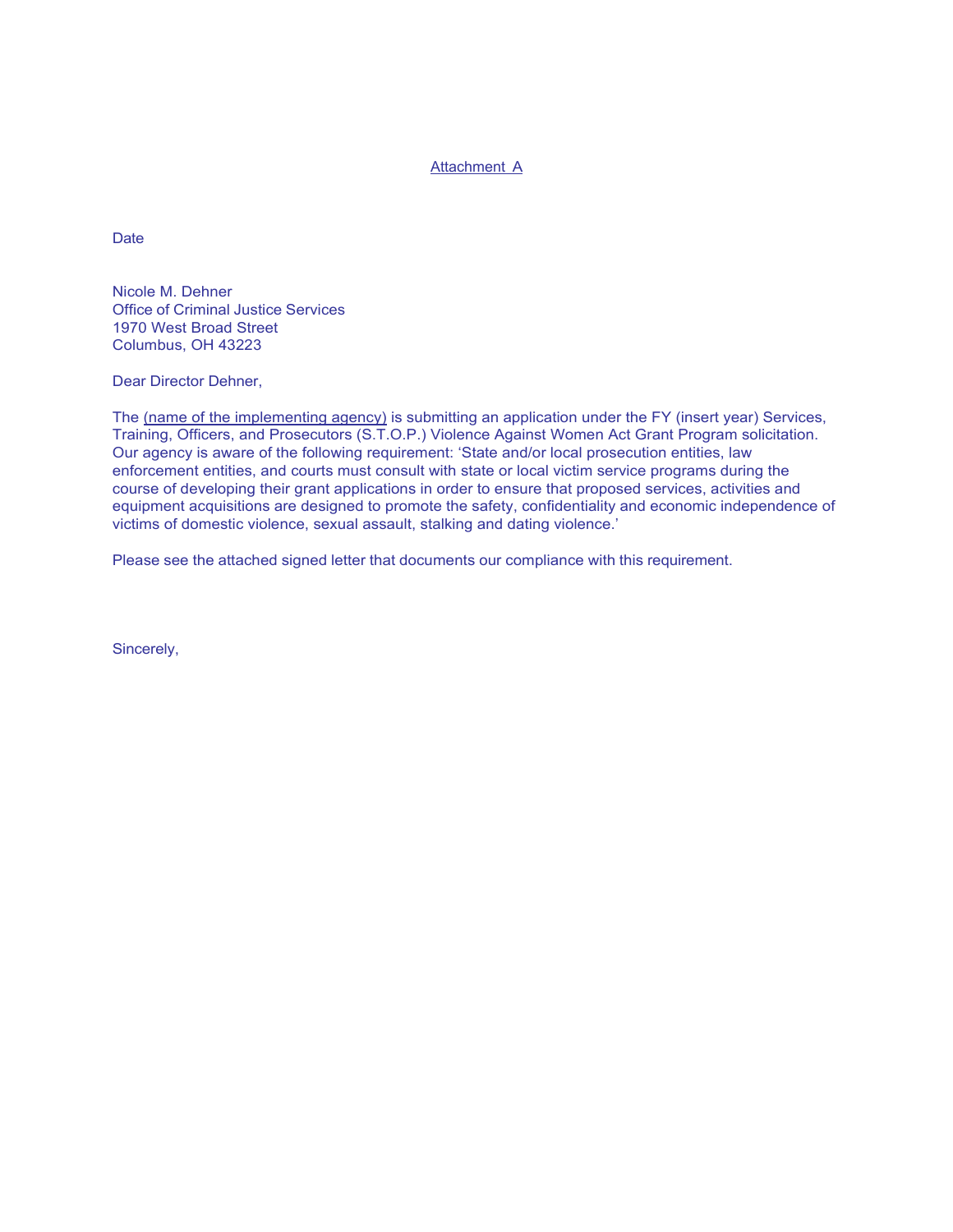Attachment A

Date

Nicole M. Dehner
Office of Criminal Justice Services
1970 West Broad Street
Columbus, OH 43223

Dear Director Dehner,

The (name of the implementing agency) is submitting an application under the FY (insert year) Services, Training, Officers, and Prosecutors (S.T.O.P.) Violence Against Women Act Grant Program solicitation. Our agency is aware of the following requirement: 'State and/or local prosecution entities, law enforcement entities, and courts must consult with state or local victim service programs during the course of developing their grant applications in order to ensure that proposed services, activities and equipment acquisitions are designed to promote the safety, confidentiality and economic independence of victims of domestic violence, sexual assault, stalking and dating violence.'

Please see the attached signed letter that documents our compliance with this requirement.

Sincerely,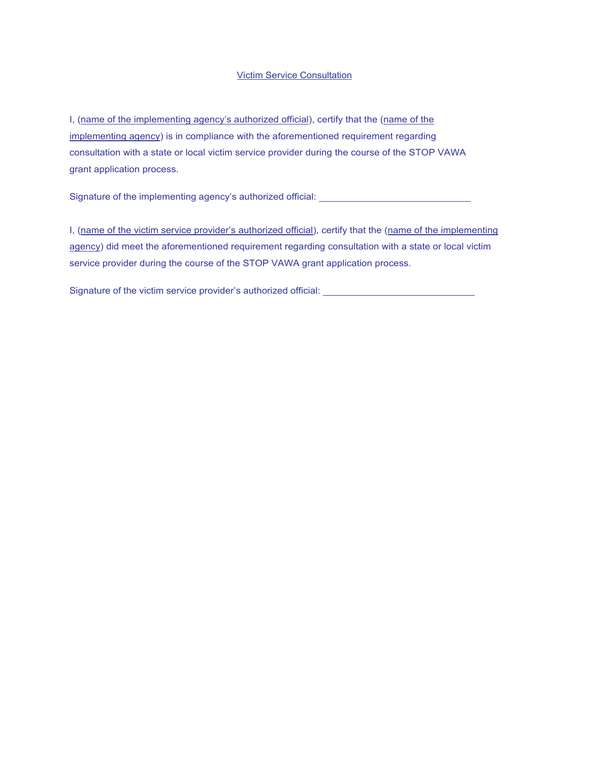# Victim Service Consultation

I, (name of the implementing agency's authorized official), certify that the (name of the implementing agency) is in compliance with the aforementioned requirement regarding consultation with a state or local victim service provider during the course of the STOP VAWA grant application process.

Signature of the implementing agency's authorized official: ____________________________

I, (name of the victim service provider's authorized official), certify that the (name of the implementing agency) did meet the aforementioned requirement regarding consultation with a state or local victim service provider during the course of the STOP VAWA grant application process.

Signature of the victim service provider's authorized official: ____________________________